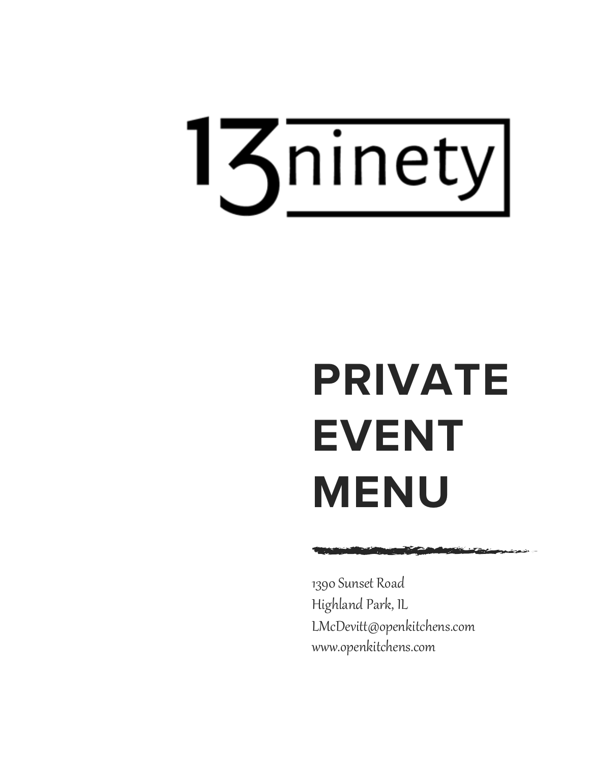# 13ninety

# PRIVATE EVENT MENU

1390 Sunset Road
Highland Park, IL
LMcDevitt@openkitchens.com
www.openkitchens.com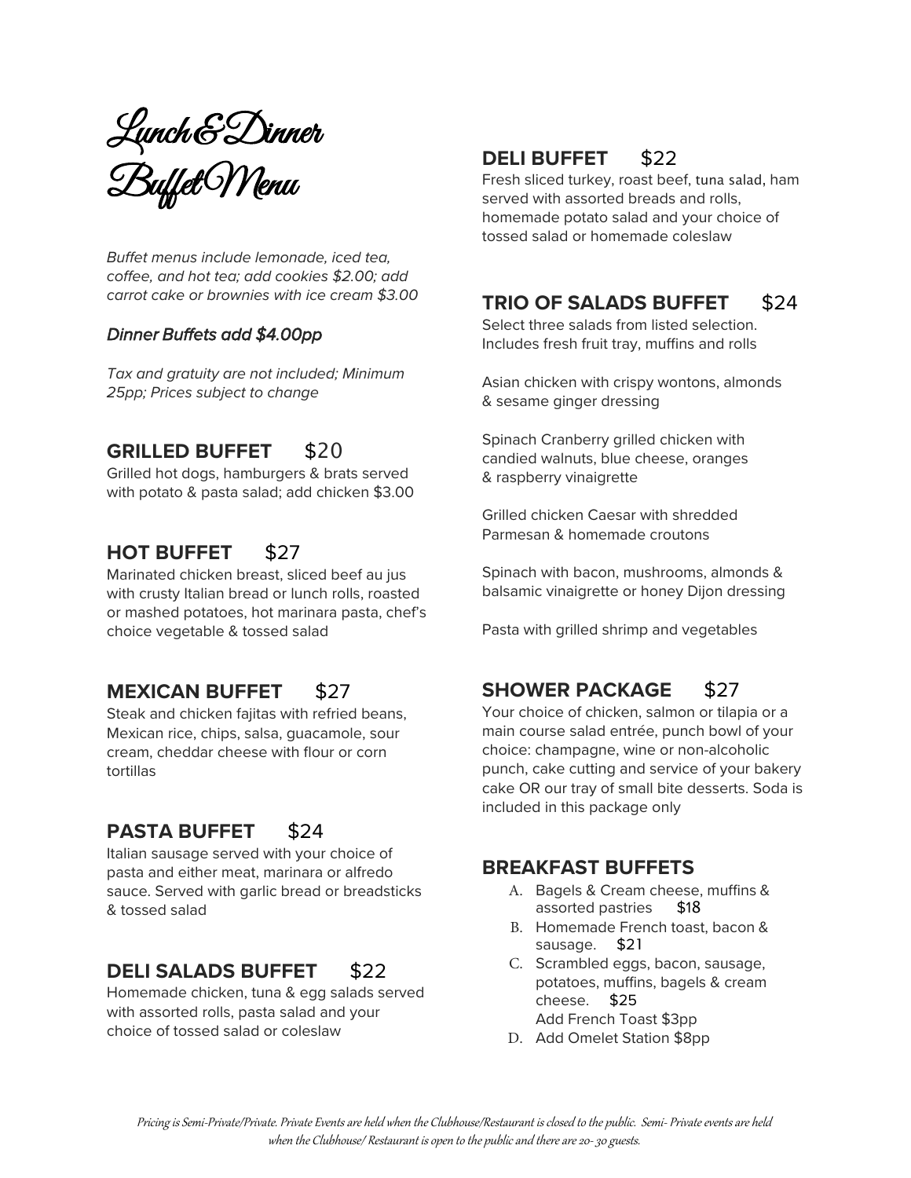# Lunch & Dinner Buffet Menu

*Buffet menus include lemonade, iced tea, coffee, and hot tea; add cookies $2.00; add carrot cake or brownies with ice cream $3.00*

***Dinner Buffets add $4.00pp***

*Tax and gratuity are not included; Minimum 25pp; Prices subject to change*

## GRILLED BUFFET $20

Grilled hot dogs, hamburgers & brats served with potato & pasta salad; add chicken $3.00

## HOT BUFFET $27

Marinated chicken breast, sliced beef au jus with crusty Italian bread or lunch rolls, roasted or mashed potatoes, hot marinara pasta, chef's choice vegetable & tossed salad

## MEXICAN BUFFET $27

Steak and chicken fajitas with refried beans, Mexican rice, chips, salsa, guacamole, sour cream, cheddar cheese with flour or corn tortillas

## PASTA BUFFET $24

Italian sausage served with your choice of pasta and either meat, marinara or alfredo sauce. Served with garlic bread or breadsticks & tossed salad

## DELI SALADS BUFFET $22

Homemade chicken, tuna & egg salads served with assorted rolls, pasta salad and your choice of tossed salad or coleslaw

## DELI BUFFET $22

Fresh sliced turkey, roast beef, tuna salad, ham served with assorted breads and rolls, homemade potato salad and your choice of tossed salad or homemade coleslaw

## TRIO OF SALADS BUFFET $24

Select three salads from listed selection. Includes fresh fruit tray, muffins and rolls

Asian chicken with crispy wontons, almonds & sesame ginger dressing

Spinach Cranberry grilled chicken with candied walnuts, blue cheese, oranges & raspberry vinaigrette

Grilled chicken Caesar with shredded Parmesan & homemade croutons

Spinach with bacon, mushrooms, almonds & balsamic vinaigrette or honey Dijon dressing

Pasta with grilled shrimp and vegetables

## SHOWER PACKAGE $27

Your choice of chicken, salmon or tilapia or a main course salad entrée, punch bowl of your choice: champagne, wine or non-alcoholic punch, cake cutting and service of your bakery cake OR our tray of small bite desserts. Soda is included in this package only

## BREAKFAST BUFFETS

A. Bagels & Cream cheese, muffins & assorted pastries $18
B. Homemade French toast, bacon & sausage. $21
C. Scrambled eggs, bacon, sausage, potatoes, muffins, bagels & cream cheese. $25
   Add French Toast $3pp
D. Add Omelet Station $8pp

*Pricing is Semi-Private/Private. Private Events are held when the Clubhouse/Restaurant is closed to the public. Semi- Private events are held when the Clubhouse/ Restaurant is open to the public and there are 20- 30 guests.*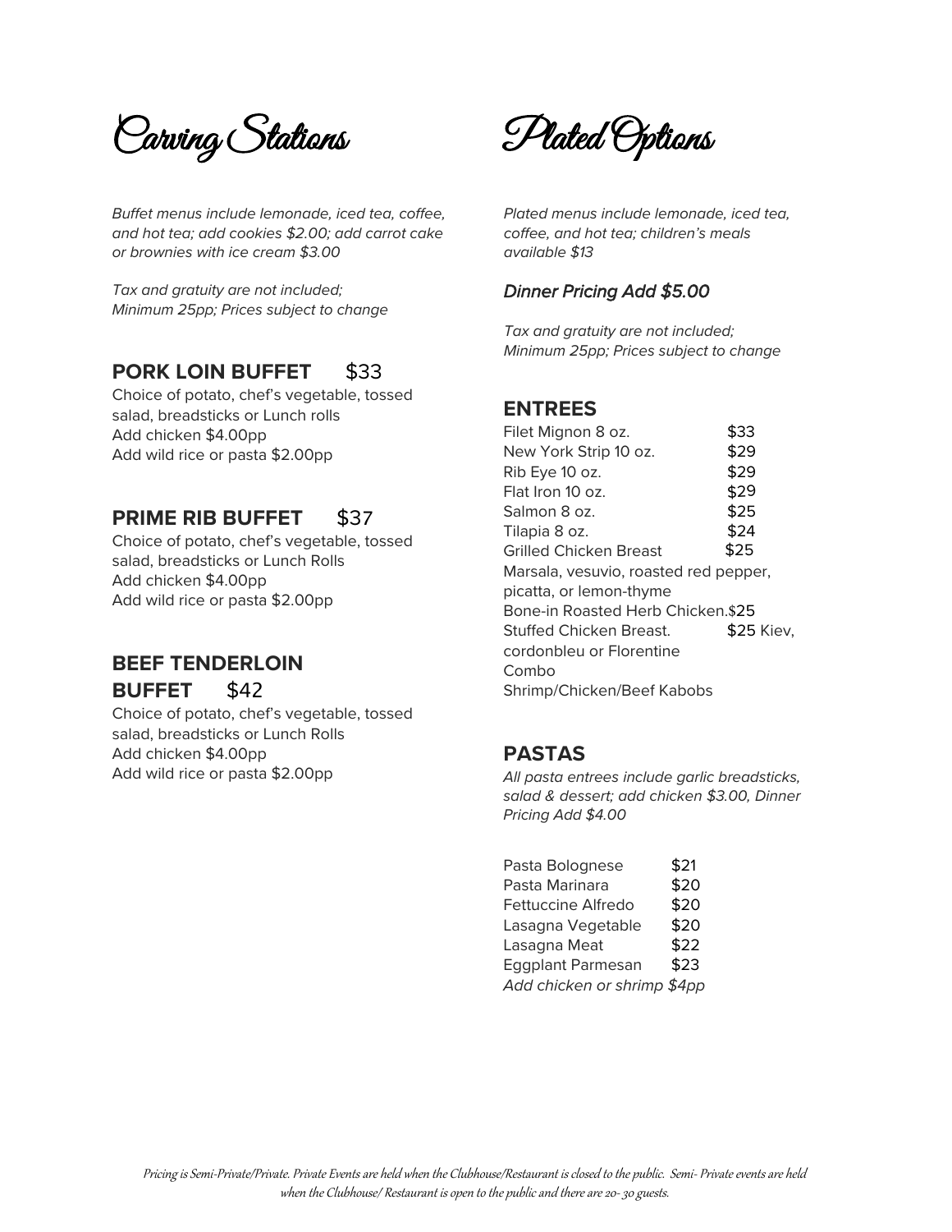# Carving Stations

*Buffet menus include lemonade, iced tea, coffee, and hot tea; add cookies $2.00; add carrot cake or brownies with ice cream $3.00*

*Tax and gratuity are not included; Minimum 25pp; Prices subject to change*

## **PORK LOIN BUFFET** $33

Choice of potato, chef's vegetable, tossed salad, breadsticks or Lunch rolls
Add chicken $4.00pp
Add wild rice or pasta $2.00pp

## **PRIME RIB BUFFET** $37

Choice of potato, chef's vegetable, tossed salad, breadsticks or Lunch Rolls
Add chicken $4.00pp
Add wild rice or pasta $2.00pp

## **BEEF TENDERLOIN BUFFET** $42

Choice of potato, chef's vegetable, tossed salad, breadsticks or Lunch Rolls
Add chicken $4.00pp
Add wild rice or pasta $2.00pp

# Plated Options

*Plated menus include lemonade, iced tea, coffee, and hot tea; children's meals available $13*

***Dinner Pricing Add $5.00***

*Tax and gratuity are not included; Minimum 25pp; Prices subject to change*

## **ENTREES**

Filet Mignon 8 oz. $33
New York Strip 10 oz. $29
Rib Eye 10 oz. $29
Flat Iron 10 oz. $29
Salmon 8 oz. $25
Tilapia 8 oz. $24
Grilled Chicken Breast $25
Marsala, vesuvio, roasted red pepper, picatta, or lemon-thyme
Bone-in Roasted Herb Chicken.$25
Stuffed Chicken Breast. $25 Kiev, cordonbleu or Florentine
Combo
Shrimp/Chicken/Beef Kabobs

## **PASTAS**

*All pasta entrees include garlic breadsticks, salad & dessert; add chicken $3.00, Dinner Pricing Add $4.00*

Pasta Bolognese $21
Pasta Marinara $20
Fettuccine Alfredo $20
Lasagna Vegetable $20
Lasagna Meat $22
Eggplant Parmesan $23
*Add chicken or shrimp $4pp*

*Pricing is Semi-Private/Private. Private Events are held when the Clubhouse/Restaurant is closed to the public. Semi- Private events are held when the Clubhouse/ Restaurant is open to the public and there are 20- 30 guests.*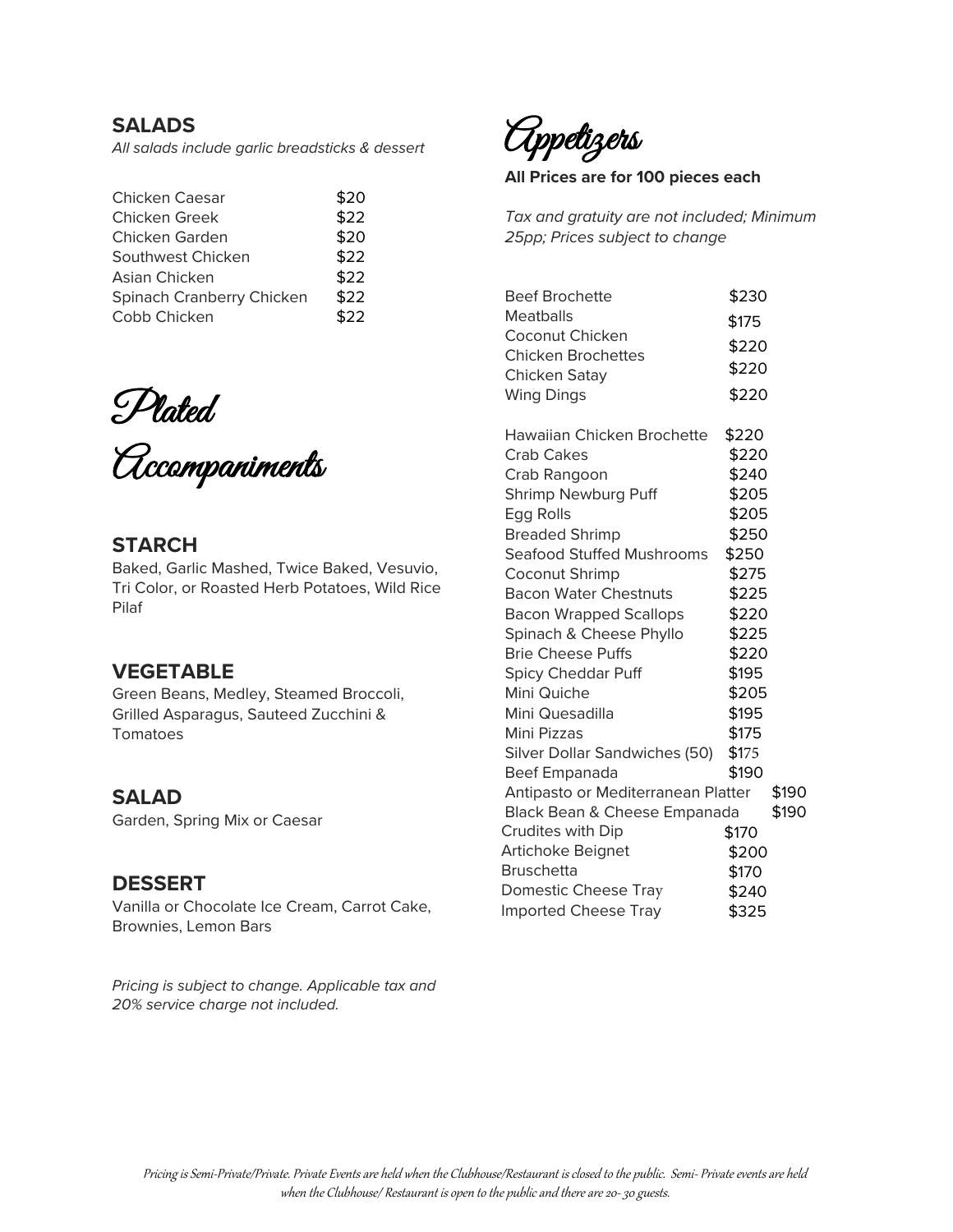## SALADS

*All salads include garlic breadsticks & dessert*

| | |
|---|---|
| Chicken Caesar | $20 |
| Chicken Greek | $22 |
| Chicken Garden | $20 |
| Southwest Chicken | $22 |
| Asian Chicken | $22 |
| Spinach Cranberry Chicken | $22 |
| Cobb Chicken | $22 |

# Plated Accompaniments

## STARCH

Baked, Garlic Mashed, Twice Baked, Vesuvio, Tri Color, or Roasted Herb Potatoes, Wild Rice Pilaf

## VEGETABLE

Green Beans, Medley, Steamed Broccoli, Grilled Asparagus, Sauteed Zucchini & Tomatoes

## SALAD

Garden, Spring Mix or Caesar

## DESSERT

Vanilla or Chocolate Ice Cream, Carrot Cake, Brownies, Lemon Bars

*Pricing is subject to change. Applicable tax and 20% service charge not included.*

# Appetizers

**All Prices are for 100 pieces each**

*Tax and gratuity are not included; Minimum 25pp; Prices subject to change*

| | |
|---|---|
| Beef Brochette | $230 |
| Meatballs | $175 |
| Coconut Chicken | $220 |
| Chicken Brochettes | $220 |
| Chicken Satay | |
| Wing Dings | $220 |
| Hawaiian Chicken Brochette | $220 |
| Crab Cakes | $220 |
| Crab Rangoon | $240 |
| Shrimp Newburg Puff | $205 |
| Egg Rolls | $205 |
| Breaded Shrimp | $250 |
| Seafood Stuffed Mushrooms | $250 |
| Coconut Shrimp | $275 |
| Bacon Water Chestnuts | $225 |
| Bacon Wrapped Scallops | $220 |
| Spinach & Cheese Phyllo | $225 |
| Brie Cheese Puffs | $220 |
| Spicy Cheddar Puff | $195 |
| Mini Quiche | $205 |
| Mini Quesadilla | $195 |
| Mini Pizzas | $175 |
| Silver Dollar Sandwiches (50) | $175 |
| Beef Empanada | $190 |
| Antipasto or Mediterranean Platter | $190 |
| Black Bean & Cheese Empanada | $190 |
| Crudites with Dip | $170 |
| Artichoke Beignet | $200 |
| Bruschetta | $170 |
| Domestic Cheese Tray | $240 |
| Imported Cheese Tray | $325 |

*Pricing is Semi-Private/Private. Private Events are held when the Clubhouse/Restaurant is closed to the public. Semi- Private events are held when the Clubhouse/ Restaurant is open to the public and there are 20- 30 guests.*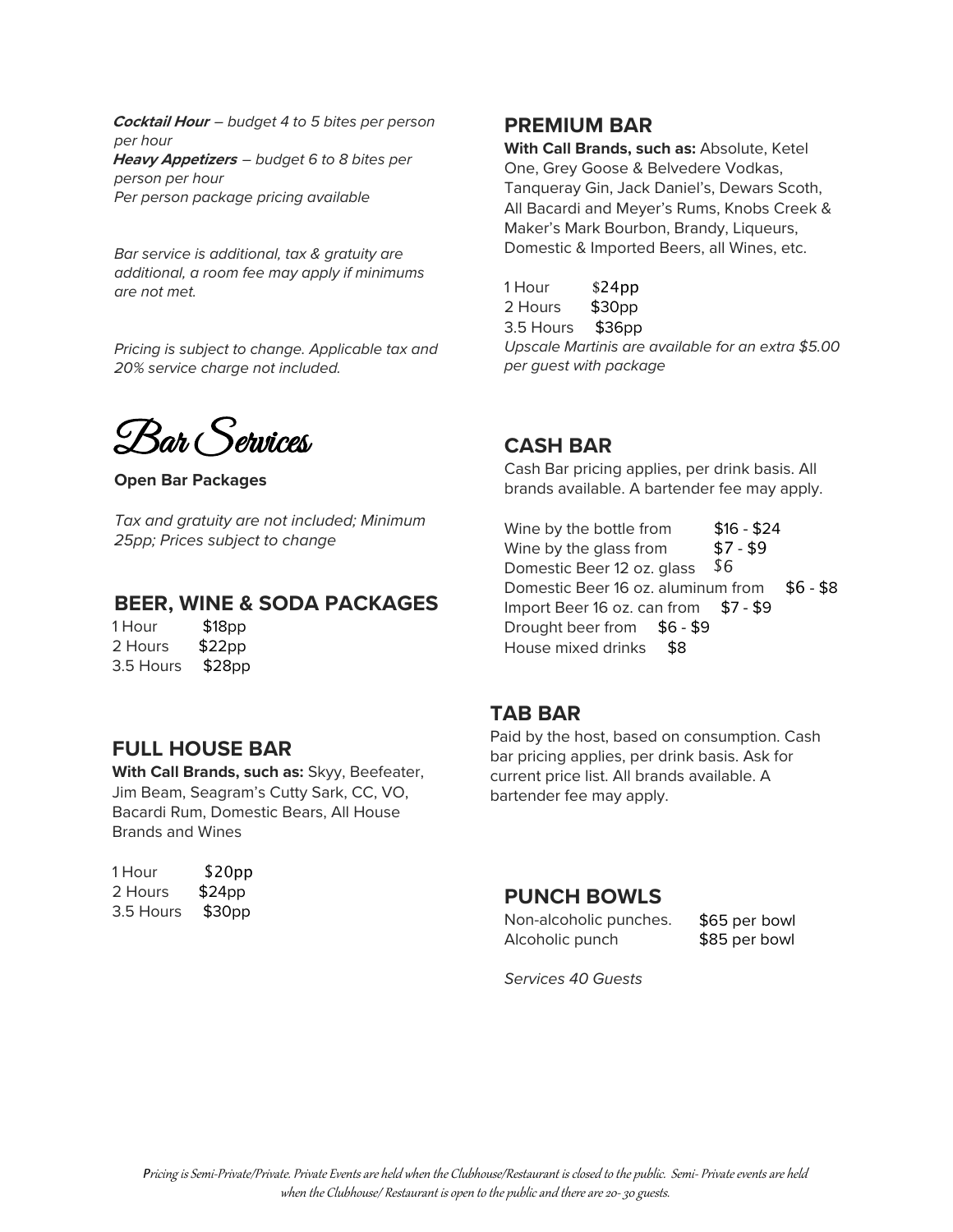***Cocktail Hour** – budget 4 to 5 bites per person per hour*
***Heavy Appetizers** – budget 6 to 8 bites per person per hour*
*Per person package pricing available*

*Bar service is additional, tax & gratuity are additional, a room fee may apply if minimums are not met.*

*Pricing is subject to change. Applicable tax and 20% service charge not included.*

# Bar Services

**Open Bar Packages**

*Tax and gratuity are not included; Minimum 25pp; Prices subject to change*

## BEER, WINE & SODA PACKAGES

| | |
|---|---|
| 1 Hour | $18pp |
| 2 Hours | $22pp |
| 3.5 Hours | $28pp |

## FULL HOUSE BAR

**With Call Brands, such as:** Skyy, Beefeater, Jim Beam, Seagram's Cutty Sark, CC, VO, Bacardi Rum, Domestic Bears, All House Brands and Wines

| | |
|---|---|
| 1 Hour | $20pp |
| 2 Hours | $24pp |
| 3.5 Hours | $30pp |

## PREMIUM BAR

**With Call Brands, such as:** Absolute, Ketel One, Grey Goose & Belvedere Vodkas, Tanqueray Gin, Jack Daniel's, Dewars Scoth, All Bacardi and Meyer's Rums, Knobs Creek & Maker's Mark Bourbon, Brandy, Liqueurs, Domestic & Imported Beers, all Wines, etc.

| | |
|---|---|
| 1 Hour | $24pp |
| 2 Hours | $30pp |
| 3.5 Hours | $36pp |

*Upscale Martinis are available for an extra $5.00 per guest with package*

## CASH BAR

Cash Bar pricing applies, per drink basis. All brands available. A bartender fee may apply.

| | |
|---|---|
| Wine by the bottle from | $16 - $24 |
| Wine by the glass from | $7 - $9 |
| Domestic Beer 12 oz. glass | $6 |
| Domestic Beer 16 oz. aluminum from | $6 - $8 |
| Import Beer 16 oz. can from | $7 - $9 |
| Drought beer from | $6 - $9 |
| House mixed drinks | $8 |

## TAB BAR

Paid by the host, based on consumption. Cash bar pricing applies, per drink basis. Ask for current price list. All brands available. A bartender fee may apply.

## PUNCH BOWLS

| | |
|---|---|
| Non-alcoholic punches. | $65 per bowl |
| Alcoholic punch | $85 per bowl |

*Services 40 Guests*

*Pricing is Semi-Private/Private. Private Events are held when the Clubhouse/Restaurant is closed to the public. Semi- Private events are held when the Clubhouse/ Restaurant is open to the public and there are 20- 30 guests.*